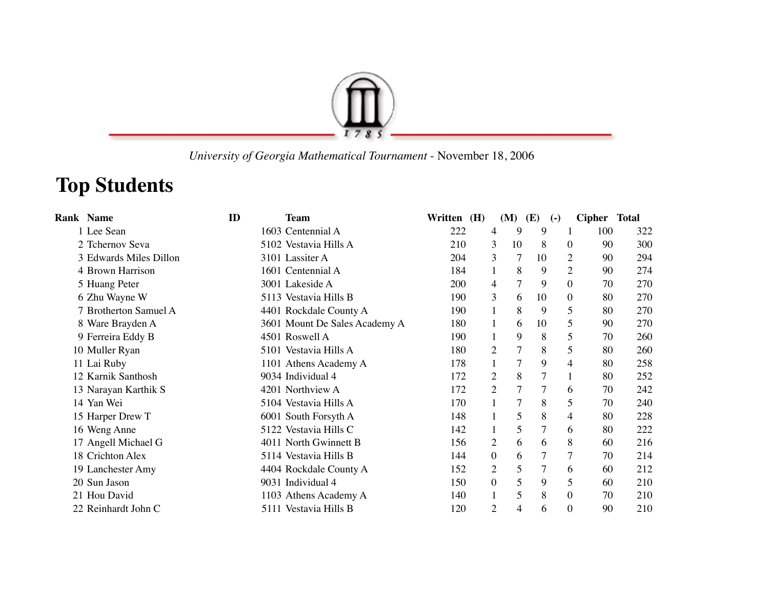*University of Georgia Mathematical Tournament* - November 18, 2006

# Top Students

| Rank | Name | ID | Team | Written | (H) | (M) | (E) | (-) | Cipher | Total |
|---|---|---|---|---|---|---|---|---|---|---|
| 1 | Lee Sean | 1603 | Centennial A | 222 | 4 | 9 | 9 | 1 | 100 | 322 |
| 2 | Tchernov Seva | 5102 | Vestavia Hills A | 210 | 3 | 10 | 8 | 0 | 90 | 300 |
| 3 | Edwards Miles Dillon | 3101 | Lassiter A | 204 | 3 | 7 | 10 | 2 | 90 | 294 |
| 4 | Brown Harrison | 1601 | Centennial A | 184 | 1 | 8 | 9 | 2 | 90 | 274 |
| 5 | Huang Peter | 3001 | Lakeside A | 200 | 4 | 7 | 9 | 0 | 70 | 270 |
| 6 | Zhu Wayne W | 5113 | Vestavia Hills B | 190 | 3 | 6 | 10 | 0 | 80 | 270 |
| 7 | Brotherton Samuel A | 4401 | Rockdale County A | 190 | 1 | 8 | 9 | 5 | 80 | 270 |
| 8 | Ware Brayden A | 3601 | Mount De Sales Academy A | 180 | 1 | 6 | 10 | 5 | 90 | 270 |
| 9 | Ferreira Eddy B | 4501 | Roswell A | 190 | 1 | 9 | 8 | 5 | 70 | 260 |
| 10 | Muller Ryan | 5101 | Vestavia Hills A | 180 | 2 | 7 | 8 | 5 | 80 | 260 |
| 11 | Lai Ruby | 1101 | Athens Academy A | 178 | 1 | 7 | 9 | 4 | 80 | 258 |
| 12 | Karnik Santhosh | 9034 | Individual 4 | 172 | 2 | 8 | 7 | 1 | 80 | 252 |
| 13 | Narayan Karthik S | 4201 | Northview A | 172 | 2 | 7 | 7 | 6 | 70 | 242 |
| 14 | Yan Wei | 5104 | Vestavia Hills A | 170 | 1 | 7 | 8 | 5 | 70 | 240 |
| 15 | Harper Drew T | 6001 | South Forsyth A | 148 | 1 | 5 | 8 | 4 | 80 | 228 |
| 16 | Weng Anne | 5122 | Vestavia Hills C | 142 | 1 | 5 | 7 | 6 | 80 | 222 |
| 17 | Angell Michael G | 4011 | North Gwinnett B | 156 | 2 | 6 | 6 | 8 | 60 | 216 |
| 18 | Crichton Alex | 5114 | Vestavia Hills B | 144 | 0 | 6 | 7 | 7 | 70 | 214 |
| 19 | Lanchester Amy | 4404 | Rockdale County A | 152 | 2 | 5 | 7 | 6 | 60 | 212 |
| 20 | Sun Jason | 9031 | Individual 4 | 150 | 0 | 5 | 9 | 5 | 60 | 210 |
| 21 | Hou David | 1103 | Athens Academy A | 140 | 1 | 5 | 8 | 0 | 70 | 210 |
| 22 | Reinhardt John C | 5111 | Vestavia Hills B | 120 | 2 | 4 | 6 | 0 | 90 | 210 |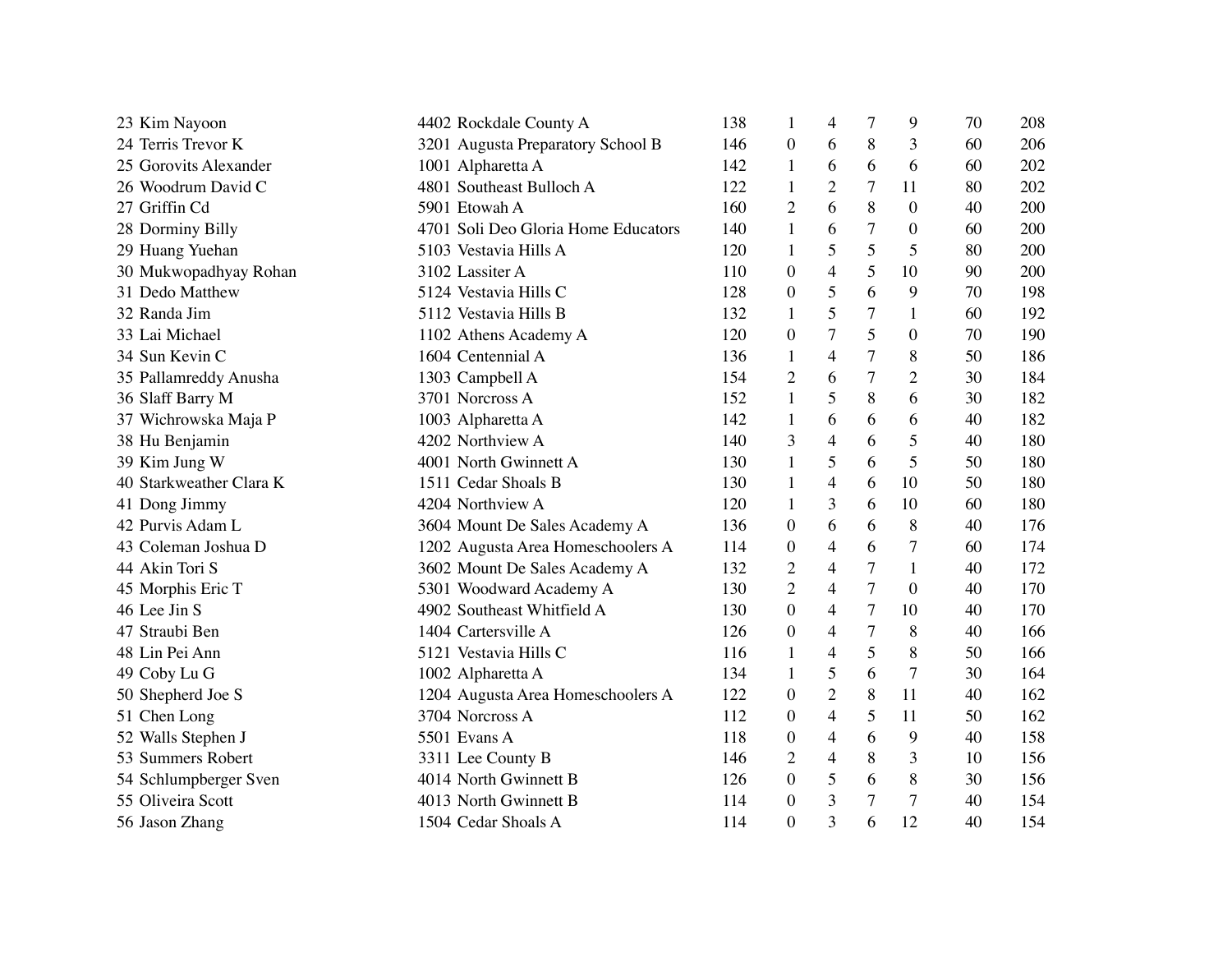| | | | | | | | | |
|---|---|---|---|---|---|---|---|---|
| 23 Kim Nayoon | 4402 Rockdale County A | 138 | 1 | 4 | 7 | 9 | 70 | 208 |
| 24 Terris Trevor K | 3201 Augusta Preparatory School B | 146 | 0 | 6 | 8 | 3 | 60 | 206 |
| 25 Gorovits Alexander | 1001 Alpharetta A | 142 | 1 | 6 | 6 | 6 | 60 | 202 |
| 26 Woodrum David C | 4801 Southeast Bulloch A | 122 | 1 | 2 | 7 | 11 | 80 | 202 |
| 27 Griffin Cd | 5901 Etowah A | 160 | 2 | 6 | 8 | 0 | 40 | 200 |
| 28 Dorminy Billy | 4701 Soli Deo Gloria Home Educators | 140 | 1 | 6 | 7 | 0 | 60 | 200 |
| 29 Huang Yuehan | 5103 Vestavia Hills A | 120 | 1 | 5 | 5 | 5 | 80 | 200 |
| 30 Mukwopadhyay Rohan | 3102 Lassiter A | 110 | 0 | 4 | 5 | 10 | 90 | 200 |
| 31 Dedo Matthew | 5124 Vestavia Hills C | 128 | 0 | 5 | 6 | 9 | 70 | 198 |
| 32 Randa Jim | 5112 Vestavia Hills B | 132 | 1 | 5 | 7 | 1 | 60 | 192 |
| 33 Lai Michael | 1102 Athens Academy A | 120 | 0 | 7 | 5 | 0 | 70 | 190 |
| 34 Sun Kevin C | 1604 Centennial A | 136 | 1 | 4 | 7 | 8 | 50 | 186 |
| 35 Pallamreddy Anusha | 1303 Campbell A | 154 | 2 | 6 | 7 | 2 | 30 | 184 |
| 36 Slaff Barry M | 3701 Norcross A | 152 | 1 | 5 | 8 | 6 | 30 | 182 |
| 37 Wichrowska Maja P | 1003 Alpharetta A | 142 | 1 | 6 | 6 | 6 | 40 | 182 |
| 38 Hu Benjamin | 4202 Northview A | 140 | 3 | 4 | 6 | 5 | 40 | 180 |
| 39 Kim Jung W | 4001 North Gwinnett A | 130 | 1 | 5 | 6 | 5 | 50 | 180 |
| 40 Starkweather Clara K | 1511 Cedar Shoals B | 130 | 1 | 4 | 6 | 10 | 50 | 180 |
| 41 Dong Jimmy | 4204 Northview A | 120 | 1 | 3 | 6 | 10 | 60 | 180 |
| 42 Purvis Adam L | 3604 Mount De Sales Academy A | 136 | 0 | 6 | 6 | 8 | 40 | 176 |
| 43 Coleman Joshua D | 1202 Augusta Area Homeschoolers A | 114 | 0 | 4 | 6 | 7 | 60 | 174 |
| 44 Akin Tori S | 3602 Mount De Sales Academy A | 132 | 2 | 4 | 7 | 1 | 40 | 172 |
| 45 Morphis Eric T | 5301 Woodward Academy A | 130 | 2 | 4 | 7 | 0 | 40 | 170 |
| 46 Lee Jin S | 4902 Southeast Whitfield A | 130 | 0 | 4 | 7 | 10 | 40 | 170 |
| 47 Straubi Ben | 1404 Cartersville A | 126 | 0 | 4 | 7 | 8 | 40 | 166 |
| 48 Lin Pei Ann | 5121 Vestavia Hills C | 116 | 1 | 4 | 5 | 8 | 50 | 166 |
| 49 Coby Lu G | 1002 Alpharetta A | 134 | 1 | 5 | 6 | 7 | 30 | 164 |
| 50 Shepherd Joe S | 1204 Augusta Area Homeschoolers A | 122 | 0 | 2 | 8 | 11 | 40 | 162 |
| 51 Chen Long | 3704 Norcross A | 112 | 0 | 4 | 5 | 11 | 50 | 162 |
| 52 Walls Stephen J | 5501 Evans A | 118 | 0 | 4 | 6 | 9 | 40 | 158 |
| 53 Summers Robert | 3311 Lee County B | 146 | 2 | 4 | 8 | 3 | 10 | 156 |
| 54 Schlumpberger Sven | 4014 North Gwinnett B | 126 | 0 | 5 | 6 | 8 | 30 | 156 |
| 55 Oliveira Scott | 4013 North Gwinnett B | 114 | 0 | 3 | 7 | 7 | 40 | 154 |
| 56 Jason Zhang | 1504 Cedar Shoals A | 114 | 0 | 3 | 6 | 12 | 40 | 154 |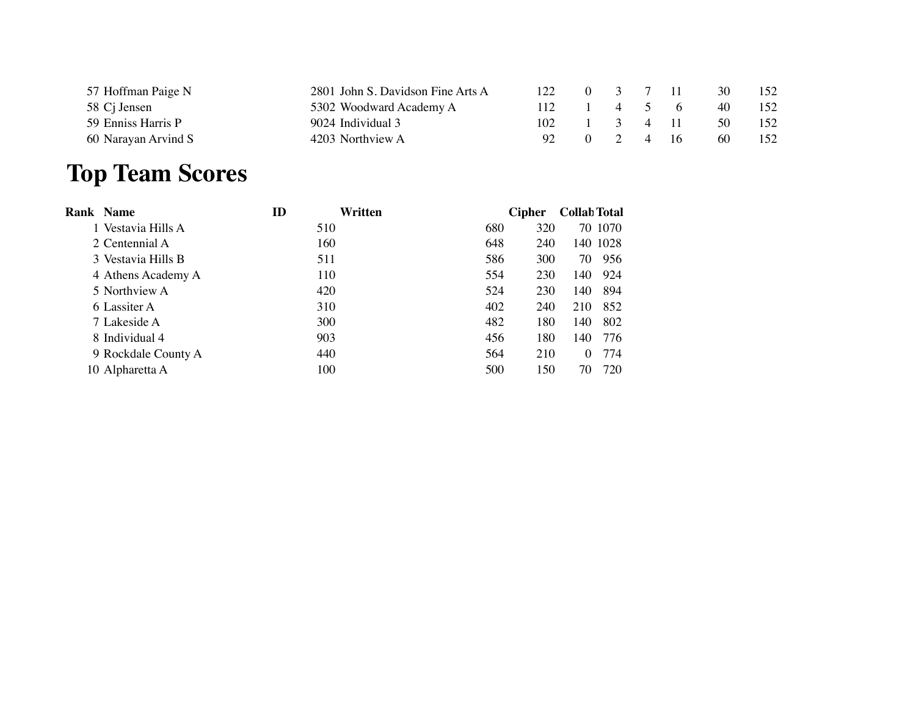| | | | | | | | | | | |
|---|---|---|---|---|---|---|---|---|---|---|
| 57 | Hoffman Paige N | 2801 | John S. Davidson Fine Arts A | 122 | 0 | 3 | 7 | 11 | 30 | 152 |
| 58 | Cj Jensen | 5302 | Woodward Academy A | 112 | 1 | 4 | 5 | 6 | 40 | 152 |
| 59 | Enniss Harris P | 9024 | Individual 3 | 102 | 1 | 3 | 4 | 11 | 50 | 152 |
| 60 | Narayan Arvind S | 4203 | Northview A | 92 | 0 | 2 | 4 | 16 | 60 | 152 |

# Top Team Scores

| Rank | Name | ID | Written | Cipher | Collab | Total |
|---|---|---|---|---|---|---|
| 1 | Vestavia Hills A | 510 | 680 | 320 | 70 | 1070 |
| 2 | Centennial A | 160 | 648 | 240 | 140 | 1028 |
| 3 | Vestavia Hills B | 511 | 586 | 300 | 70 | 956 |
| 4 | Athens Academy A | 110 | 554 | 230 | 140 | 924 |
| 5 | Northview A | 420 | 524 | 230 | 140 | 894 |
| 6 | Lassiter A | 310 | 402 | 240 | 210 | 852 |
| 7 | Lakeside A | 300 | 482 | 180 | 140 | 802 |
| 8 | Individual 4 | 903 | 456 | 180 | 140 | 776 |
| 9 | Rockdale County A | 440 | 564 | 210 | 0 | 774 |
| 10 | Alpharetta A | 100 | 500 | 150 | 70 | 720 |